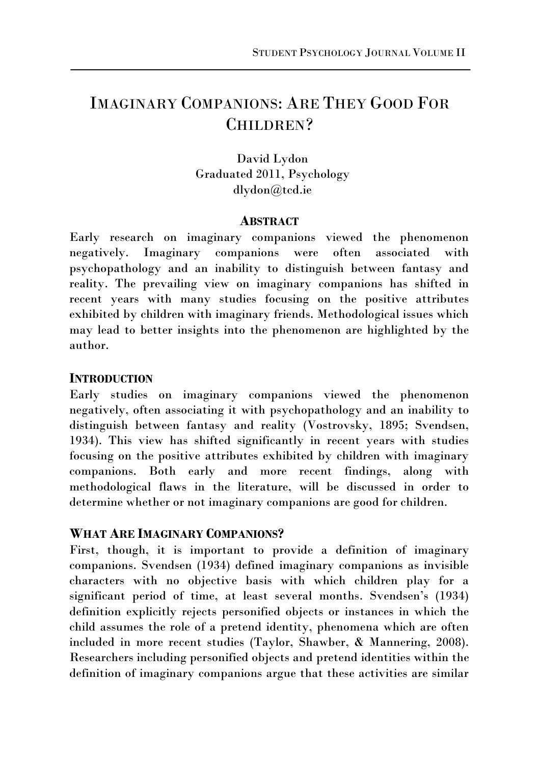# Imaginary Companions: Are They Good For Children?

David Lydon
Graduated 2011, Psychology
dlydon@tcd.ie

## Abstract

Early research on imaginary companions viewed the phenomenon negatively. Imaginary companions were often associated with psychopathology and an inability to distinguish between fantasy and reality. The prevailing view on imaginary companions has shifted in recent years with many studies focusing on the positive attributes exhibited by children with imaginary friends. Methodological issues which may lead to better insights into the phenomenon are highlighted by the author.

## Introduction

Early studies on imaginary companions viewed the phenomenon negatively, often associating it with psychopathology and an inability to distinguish between fantasy and reality (Vostrovsky, 1895; Svendsen, 1934). This view has shifted significantly in recent years with studies focusing on the positive attributes exhibited by children with imaginary companions. Both early and more recent findings, along with methodological flaws in the literature, will be discussed in order to determine whether or not imaginary companions are good for children.

## What Are Imaginary Companions?

First, though, it is important to provide a definition of imaginary companions. Svendsen (1934) defined imaginary companions as invisible characters with no objective basis with which children play for a significant period of time, at least several months. Svendsen's (1934) definition explicitly rejects personified objects or instances in which the child assumes the role of a pretend identity, phenomena which are often included in more recent studies (Taylor, Shawber, & Mannering, 2008). Researchers including personified objects and pretend identities within the definition of imaginary companions argue that these activities are similar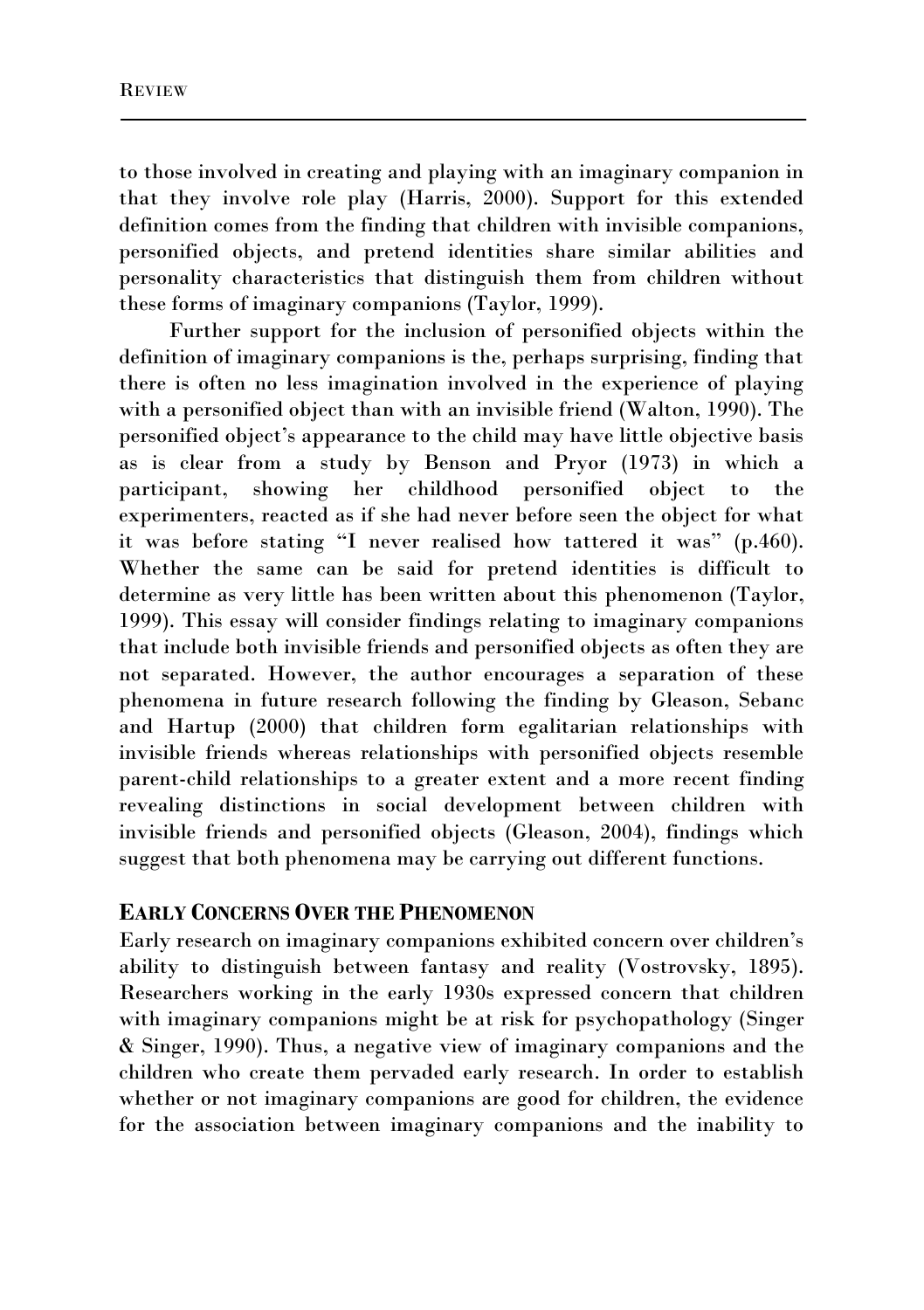to those involved in creating and playing with an imaginary companion in that they involve role play (Harris, 2000). Support for this extended definition comes from the finding that children with invisible companions, personified objects, and pretend identities share similar abilities and personality characteristics that distinguish them from children without these forms of imaginary companions (Taylor, 1999).

Further support for the inclusion of personified objects within the definition of imaginary companions is the, perhaps surprising, finding that there is often no less imagination involved in the experience of playing with a personified object than with an invisible friend (Walton, 1990). The personified object's appearance to the child may have little objective basis as is clear from a study by Benson and Pryor (1973) in which a participant, showing her childhood personified object to the experimenters, reacted as if she had never before seen the object for what it was before stating "I never realised how tattered it was" (p.460). Whether the same can be said for pretend identities is difficult to determine as very little has been written about this phenomenon (Taylor, 1999). This essay will consider findings relating to imaginary companions that include both invisible friends and personified objects as often they are not separated. However, the author encourages a separation of these phenomena in future research following the finding by Gleason, Sebanc and Hartup (2000) that children form egalitarian relationships with invisible friends whereas relationships with personified objects resemble parent-child relationships to a greater extent and a more recent finding revealing distinctions in social development between children with invisible friends and personified objects (Gleason, 2004), findings which suggest that both phenomena may be carrying out different functions.

## EARLY CONCERNS OVER THE PHENOMENON

Early research on imaginary companions exhibited concern over children's ability to distinguish between fantasy and reality (Vostrovsky, 1895). Researchers working in the early 1930s expressed concern that children with imaginary companions might be at risk for psychopathology (Singer & Singer, 1990). Thus, a negative view of imaginary companions and the children who create them pervaded early research. In order to establish whether or not imaginary companions are good for children, the evidence for the association between imaginary companions and the inability to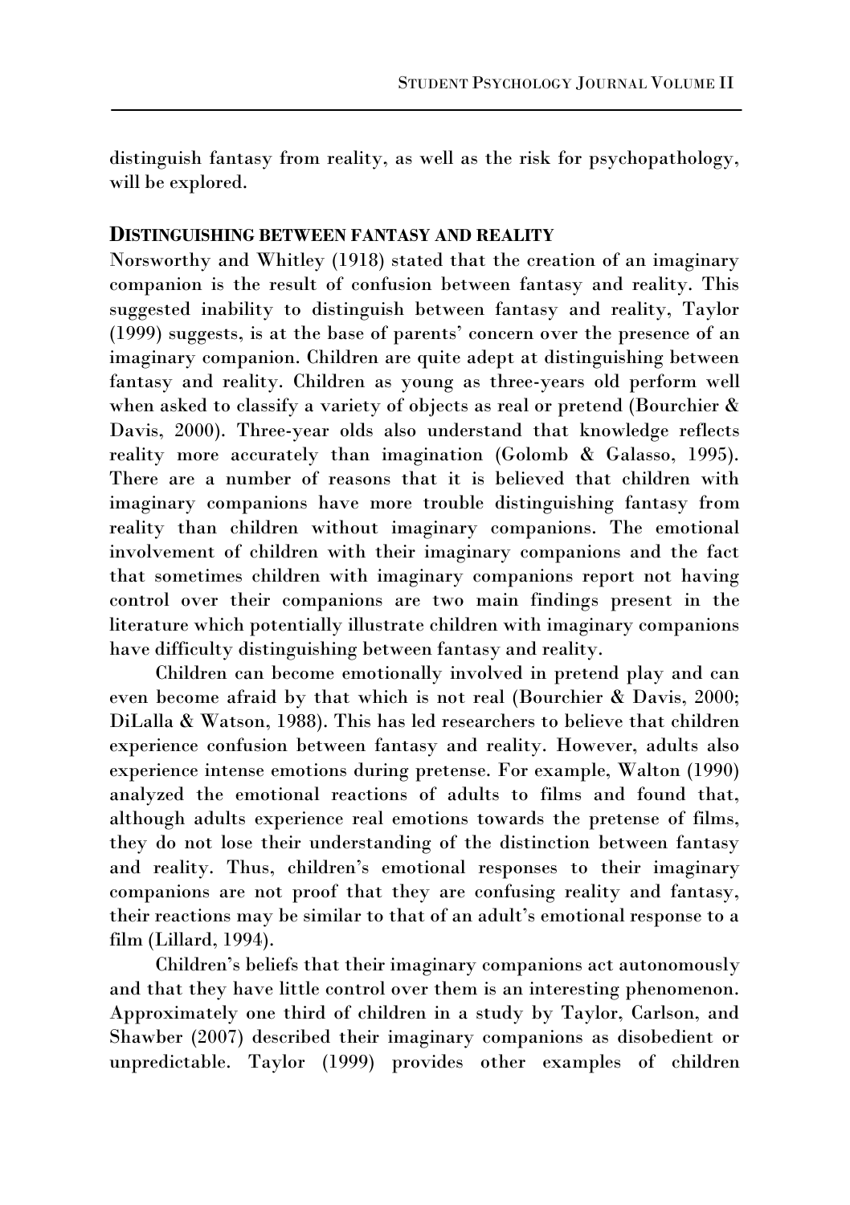distinguish fantasy from reality, as well as the risk for psychopathology, will be explored.

## DISTINGUISHING BETWEEN FANTASY AND REALITY

Norsworthy and Whitley (1918) stated that the creation of an imaginary companion is the result of confusion between fantasy and reality. This suggested inability to distinguish between fantasy and reality, Taylor (1999) suggests, is at the base of parents' concern over the presence of an imaginary companion. Children are quite adept at distinguishing between fantasy and reality. Children as young as three-years old perform well when asked to classify a variety of objects as real or pretend (Bourchier & Davis, 2000). Three-year olds also understand that knowledge reflects reality more accurately than imagination (Golomb & Galasso, 1995). There are a number of reasons that it is believed that children with imaginary companions have more trouble distinguishing fantasy from reality than children without imaginary companions. The emotional involvement of children with their imaginary companions and the fact that sometimes children with imaginary companions report not having control over their companions are two main findings present in the literature which potentially illustrate children with imaginary companions have difficulty distinguishing between fantasy and reality.

Children can become emotionally involved in pretend play and can even become afraid by that which is not real (Bourchier & Davis, 2000; DiLalla & Watson, 1988). This has led researchers to believe that children experience confusion between fantasy and reality. However, adults also experience intense emotions during pretense. For example, Walton (1990) analyzed the emotional reactions of adults to films and found that, although adults experience real emotions towards the pretense of films, they do not lose their understanding of the distinction between fantasy and reality. Thus, children's emotional responses to their imaginary companions are not proof that they are confusing reality and fantasy, their reactions may be similar to that of an adult's emotional response to a film (Lillard, 1994).

Children's beliefs that their imaginary companions act autonomously and that they have little control over them is an interesting phenomenon. Approximately one third of children in a study by Taylor, Carlson, and Shawber (2007) described their imaginary companions as disobedient or unpredictable. Taylor (1999) provides other examples of children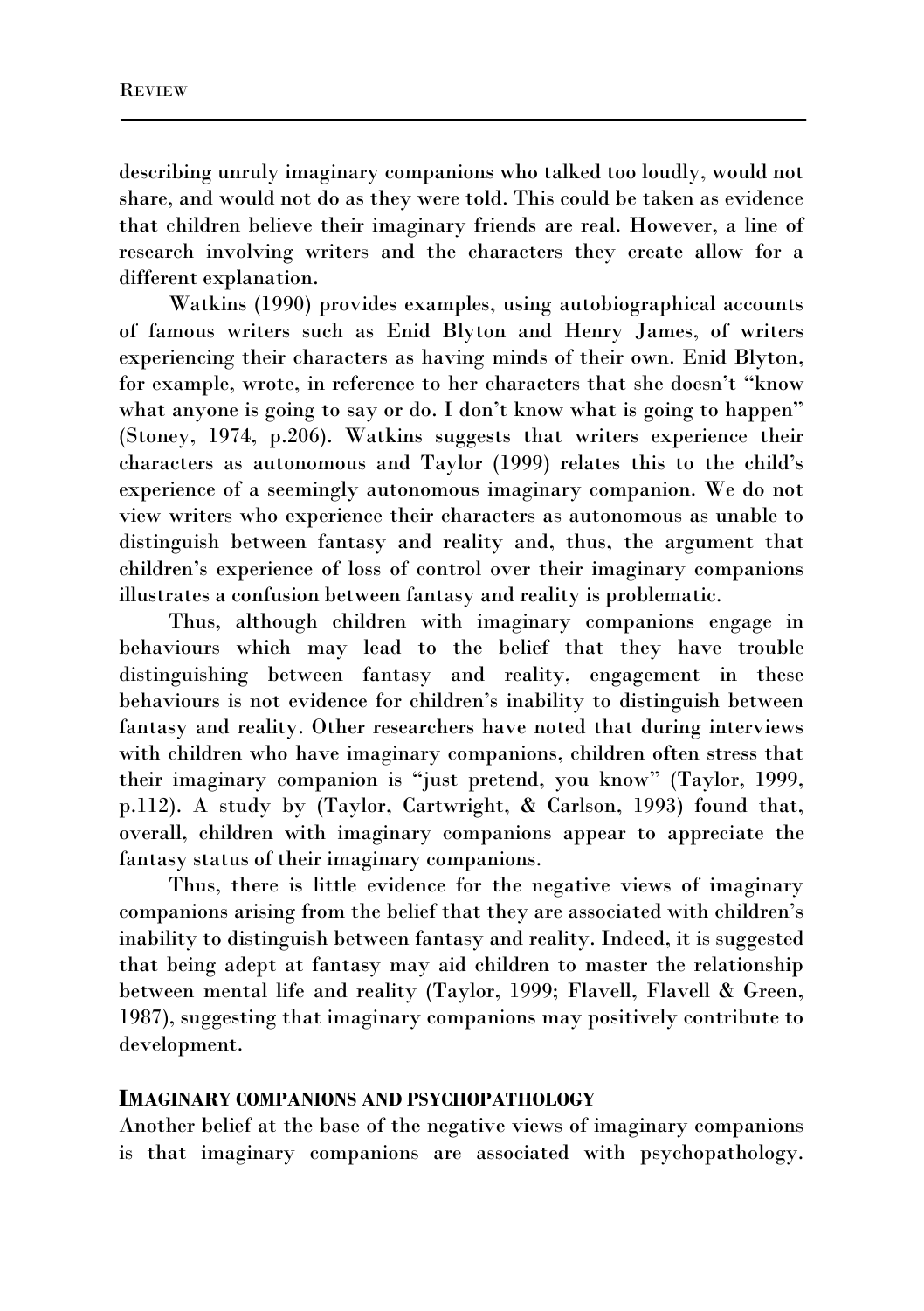describing unruly imaginary companions who talked too loudly, would not share, and would not do as they were told. This could be taken as evidence that children believe their imaginary friends are real. However, a line of research involving writers and the characters they create allow for a different explanation.

Watkins (1990) provides examples, using autobiographical accounts of famous writers such as Enid Blyton and Henry James, of writers experiencing their characters as having minds of their own. Enid Blyton, for example, wrote, in reference to her characters that she doesn't "know what anyone is going to say or do. I don't know what is going to happen" (Stoney, 1974, p.206). Watkins suggests that writers experience their characters as autonomous and Taylor (1999) relates this to the child's experience of a seemingly autonomous imaginary companion. We do not view writers who experience their characters as autonomous as unable to distinguish between fantasy and reality and, thus, the argument that children's experience of loss of control over their imaginary companions illustrates a confusion between fantasy and reality is problematic.

Thus, although children with imaginary companions engage in behaviours which may lead to the belief that they have trouble distinguishing between fantasy and reality, engagement in these behaviours is not evidence for children's inability to distinguish between fantasy and reality. Other researchers have noted that during interviews with children who have imaginary companions, children often stress that their imaginary companion is "just pretend, you know" (Taylor, 1999, p.112). A study by (Taylor, Cartwright, & Carlson, 1993) found that, overall, children with imaginary companions appear to appreciate the fantasy status of their imaginary companions.

Thus, there is little evidence for the negative views of imaginary companions arising from the belief that they are associated with children's inability to distinguish between fantasy and reality. Indeed, it is suggested that being adept at fantasy may aid children to master the relationship between mental life and reality (Taylor, 1999; Flavell, Flavell & Green, 1987), suggesting that imaginary companions may positively contribute to development.

## IMAGINARY COMPANIONS AND PSYCHOPATHOLOGY

Another belief at the base of the negative views of imaginary companions is that imaginary companions are associated with psychopathology.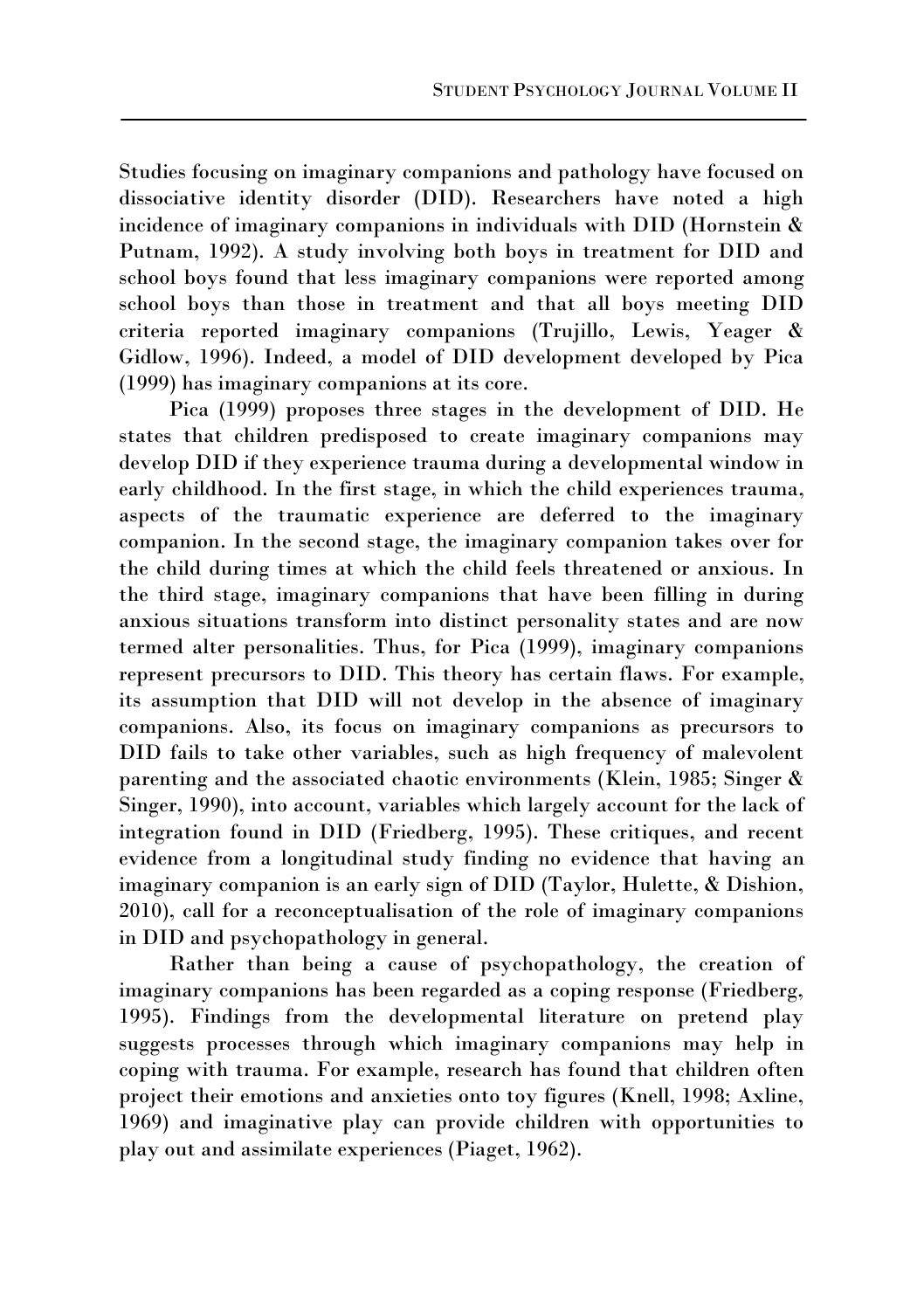Studies focusing on imaginary companions and pathology have focused on dissociative identity disorder (DID). Researchers have noted a high incidence of imaginary companions in individuals with DID (Hornstein & Putnam, 1992). A study involving both boys in treatment for DID and school boys found that less imaginary companions were reported among school boys than those in treatment and that all boys meeting DID criteria reported imaginary companions (Trujillo, Lewis, Yeager & Gidlow, 1996). Indeed, a model of DID development developed by Pica (1999) has imaginary companions at its core.

Pica (1999) proposes three stages in the development of DID. He states that children predisposed to create imaginary companions may develop DID if they experience trauma during a developmental window in early childhood. In the first stage, in which the child experiences trauma, aspects of the traumatic experience are deferred to the imaginary companion. In the second stage, the imaginary companion takes over for the child during times at which the child feels threatened or anxious. In the third stage, imaginary companions that have been filling in during anxious situations transform into distinct personality states and are now termed alter personalities. Thus, for Pica (1999), imaginary companions represent precursors to DID. This theory has certain flaws. For example, its assumption that DID will not develop in the absence of imaginary companions. Also, its focus on imaginary companions as precursors to DID fails to take other variables, such as high frequency of malevolent parenting and the associated chaotic environments (Klein, 1985; Singer & Singer, 1990), into account, variables which largely account for the lack of integration found in DID (Friedberg, 1995). These critiques, and recent evidence from a longitudinal study finding no evidence that having an imaginary companion is an early sign of DID (Taylor, Hulette, & Dishion, 2010), call for a reconceptualisation of the role of imaginary companions in DID and psychopathology in general.

Rather than being a cause of psychopathology, the creation of imaginary companions has been regarded as a coping response (Friedberg, 1995). Findings from the developmental literature on pretend play suggests processes through which imaginary companions may help in coping with trauma. For example, research has found that children often project their emotions and anxieties onto toy figures (Knell, 1998; Axline, 1969) and imaginative play can provide children with opportunities to play out and assimilate experiences (Piaget, 1962).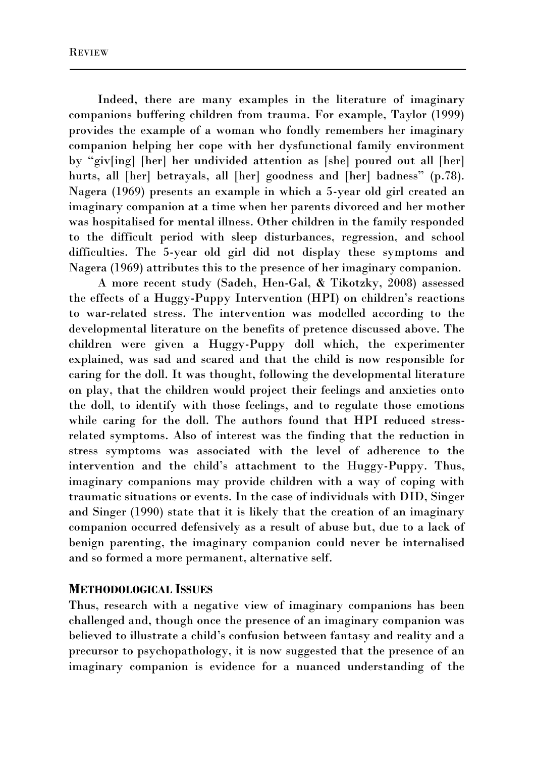Indeed, there are many examples in the literature of imaginary companions buffering children from trauma. For example, Taylor (1999) provides the example of a woman who fondly remembers her imaginary companion helping her cope with her dysfunctional family environment by "giv[ing] [her] her undivided attention as [she] poured out all [her] hurts, all [her] betrayals, all [her] goodness and [her] badness" (p.78). Nagera (1969) presents an example in which a 5-year old girl created an imaginary companion at a time when her parents divorced and her mother was hospitalised for mental illness. Other children in the family responded to the difficult period with sleep disturbances, regression, and school difficulties. The 5-year old girl did not display these symptoms and Nagera (1969) attributes this to the presence of her imaginary companion.

A more recent study (Sadeh, Hen-Gal, & Tikotzky, 2008) assessed the effects of a Huggy-Puppy Intervention (HPI) on children's reactions to war-related stress. The intervention was modelled according to the developmental literature on the benefits of pretence discussed above. The children were given a Huggy-Puppy doll which, the experimenter explained, was sad and scared and that the child is now responsible for caring for the doll. It was thought, following the developmental literature on play, that the children would project their feelings and anxieties onto the doll, to identify with those feelings, and to regulate those emotions while caring for the doll. The authors found that HPI reduced stress-related symptoms. Also of interest was the finding that the reduction in stress symptoms was associated with the level of adherence to the intervention and the child's attachment to the Huggy-Puppy. Thus, imaginary companions may provide children with a way of coping with traumatic situations or events. In the case of individuals with DID, Singer and Singer (1990) state that it is likely that the creation of an imaginary companion occurred defensively as a result of abuse but, due to a lack of benign parenting, the imaginary companion could never be internalised and so formed a more permanent, alternative self.

## METHODOLOGICAL ISSUES

Thus, research with a negative view of imaginary companions has been challenged and, though once the presence of an imaginary companion was believed to illustrate a child's confusion between fantasy and reality and a precursor to psychopathology, it is now suggested that the presence of an imaginary companion is evidence for a nuanced understanding of the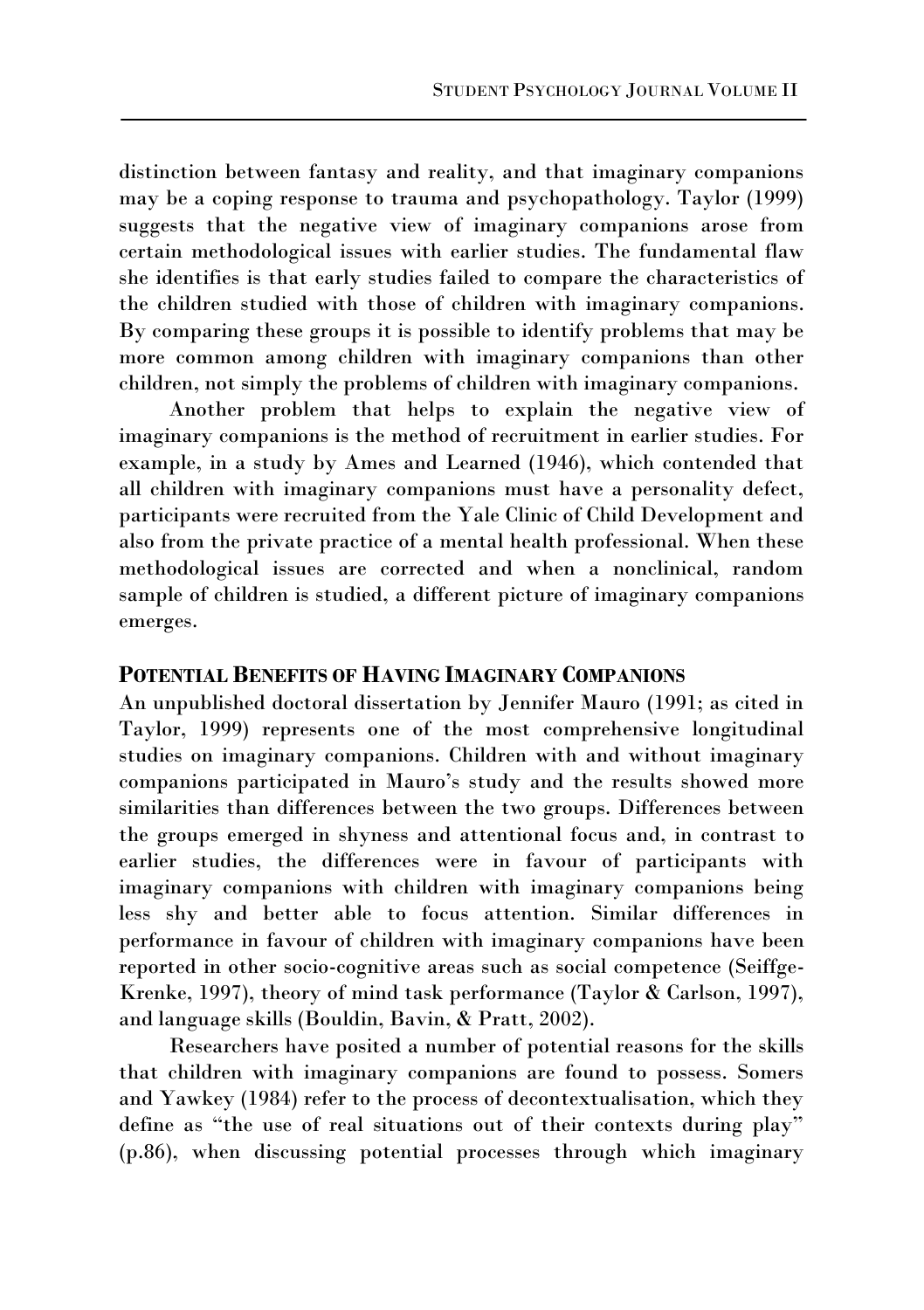distinction between fantasy and reality, and that imaginary companions may be a coping response to trauma and psychopathology. Taylor (1999) suggests that the negative view of imaginary companions arose from certain methodological issues with earlier studies. The fundamental flaw she identifies is that early studies failed to compare the characteristics of the children studied with those of children with imaginary companions. By comparing these groups it is possible to identify problems that may be more common among children with imaginary companions than other children, not simply the problems of children with imaginary companions.

Another problem that helps to explain the negative view of imaginary companions is the method of recruitment in earlier studies. For example, in a study by Ames and Learned (1946), which contended that all children with imaginary companions must have a personality defect, participants were recruited from the Yale Clinic of Child Development and also from the private practice of a mental health professional. When these methodological issues are corrected and when a nonclinical, random sample of children is studied, a different picture of imaginary companions emerges.

## POTENTIAL BENEFITS OF HAVING IMAGINARY COMPANIONS

An unpublished doctoral dissertation by Jennifer Mauro (1991; as cited in Taylor, 1999) represents one of the most comprehensive longitudinal studies on imaginary companions. Children with and without imaginary companions participated in Mauro's study and the results showed more similarities than differences between the two groups. Differences between the groups emerged in shyness and attentional focus and, in contrast to earlier studies, the differences were in favour of participants with imaginary companions with children with imaginary companions being less shy and better able to focus attention. Similar differences in performance in favour of children with imaginary companions have been reported in other socio-cognitive areas such as social competence (Seiffge-Krenke, 1997), theory of mind task performance (Taylor & Carlson, 1997), and language skills (Bouldin, Bavin, & Pratt, 2002).

Researchers have posited a number of potential reasons for the skills that children with imaginary companions are found to possess. Somers and Yawkey (1984) refer to the process of decontextualisation, which they define as "the use of real situations out of their contexts during play" (p.86), when discussing potential processes through which imaginary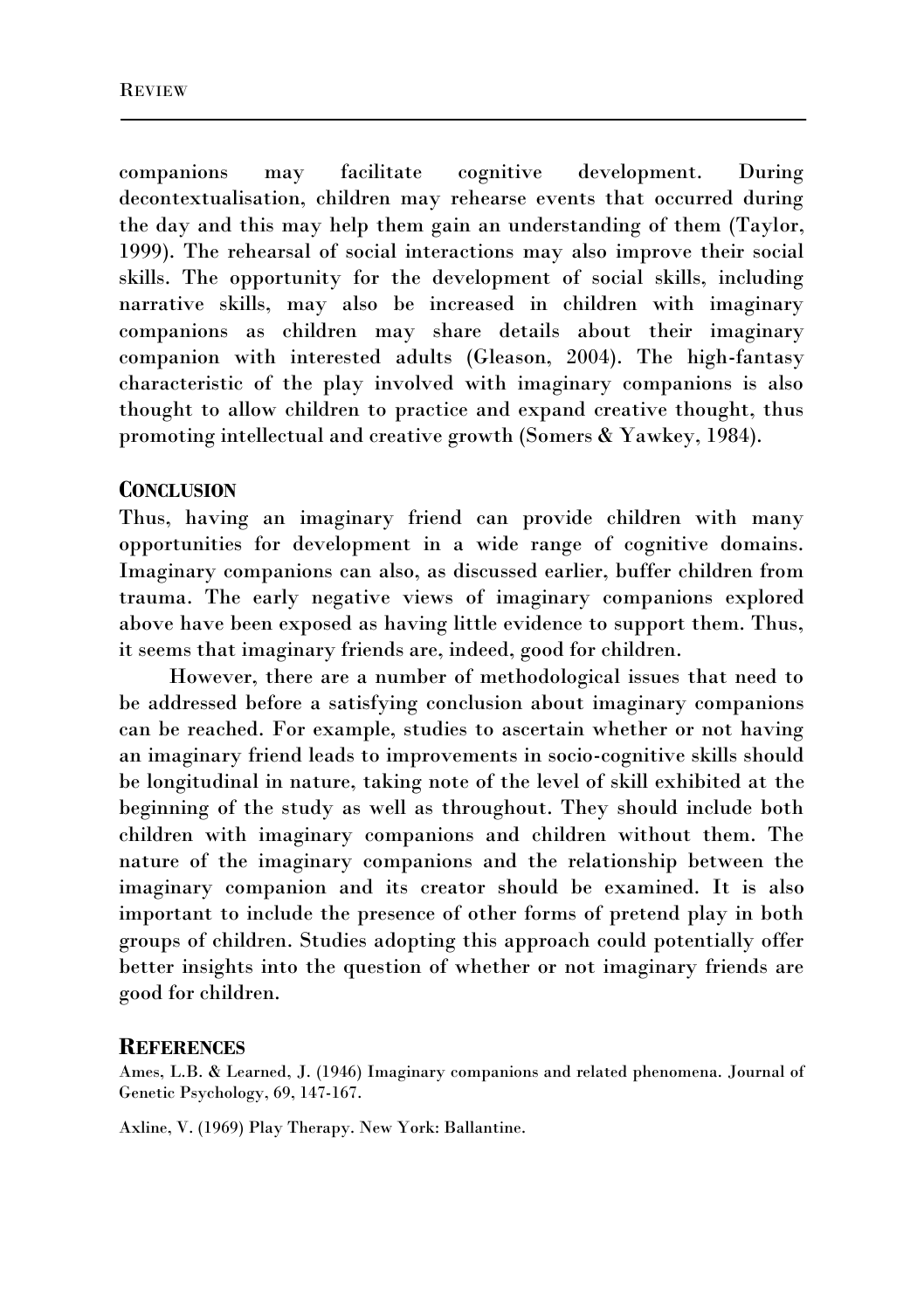companions may facilitate cognitive development. During decontextualisation, children may rehearse events that occurred during the day and this may help them gain an understanding of them (Taylor, 1999). The rehearsal of social interactions may also improve their social skills. The opportunity for the development of social skills, including narrative skills, may also be increased in children with imaginary companions as children may share details about their imaginary companion with interested adults (Gleason, 2004). The high-fantasy characteristic of the play involved with imaginary companions is also thought to allow children to practice and expand creative thought, thus promoting intellectual and creative growth (Somers & Yawkey, 1984).

## CONCLUSION

Thus, having an imaginary friend can provide children with many opportunities for development in a wide range of cognitive domains. Imaginary companions can also, as discussed earlier, buffer children from trauma. The early negative views of imaginary companions explored above have been exposed as having little evidence to support them. Thus, it seems that imaginary friends are, indeed, good for children.

However, there are a number of methodological issues that need to be addressed before a satisfying conclusion about imaginary companions can be reached. For example, studies to ascertain whether or not having an imaginary friend leads to improvements in socio-cognitive skills should be longitudinal in nature, taking note of the level of skill exhibited at the beginning of the study as well as throughout. They should include both children with imaginary companions and children without them. The nature of the imaginary companions and the relationship between the imaginary companion and its creator should be examined. It is also important to include the presence of other forms of pretend play in both groups of children. Studies adopting this approach could potentially offer better insights into the question of whether or not imaginary friends are good for children.

## REFERENCES

Ames, L.B. & Learned, J. (1946) Imaginary companions and related phenomena. Journal of Genetic Psychology, 69, 147-167.

Axline, V. (1969) Play Therapy. New York: Ballantine.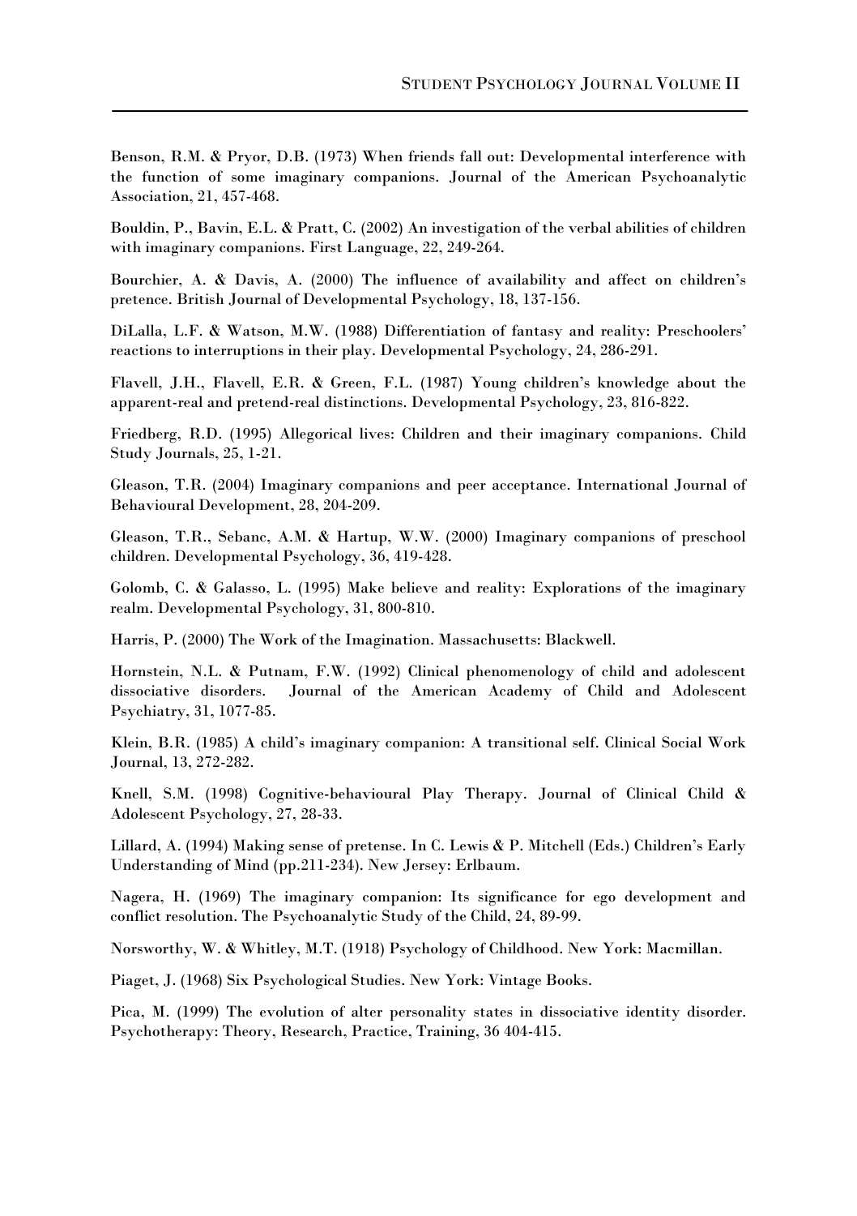Benson, R.M. & Pryor, D.B. (1973) When friends fall out: Developmental interference with the function of some imaginary companions. Journal of the American Psychoanalytic Association, 21, 457-468.

Bouldin, P., Bavin, E.L. & Pratt, C. (2002) An investigation of the verbal abilities of children with imaginary companions. First Language, 22, 249-264.

Bourchier, A. & Davis, A. (2000) The influence of availability and affect on children's pretence. British Journal of Developmental Psychology, 18, 137-156.

DiLalla, L.F. & Watson, M.W. (1988) Differentiation of fantasy and reality: Preschoolers' reactions to interruptions in their play. Developmental Psychology, 24, 286-291.

Flavell, J.H., Flavell, E.R. & Green, F.L. (1987) Young children's knowledge about the apparent-real and pretend-real distinctions. Developmental Psychology, 23, 816-822.

Friedberg, R.D. (1995) Allegorical lives: Children and their imaginary companions. Child Study Journals, 25, 1-21.

Gleason, T.R. (2004) Imaginary companions and peer acceptance. International Journal of Behavioural Development, 28, 204-209.

Gleason, T.R., Sebanc, A.M. & Hartup, W.W. (2000) Imaginary companions of preschool children. Developmental Psychology, 36, 419-428.

Golomb, C. & Galasso, L. (1995) Make believe and reality: Explorations of the imaginary realm. Developmental Psychology, 31, 800-810.

Harris, P. (2000) The Work of the Imagination. Massachusetts: Blackwell.

Hornstein, N.L. & Putnam, F.W. (1992) Clinical phenomenology of child and adolescent dissociative disorders. Journal of the American Academy of Child and Adolescent Psychiatry, 31, 1077-85.

Klein, B.R. (1985) A child's imaginary companion: A transitional self. Clinical Social Work Journal, 13, 272-282.

Knell, S.M. (1998) Cognitive-behavioural Play Therapy. Journal of Clinical Child & Adolescent Psychology, 27, 28-33.

Lillard, A. (1994) Making sense of pretense. In C. Lewis & P. Mitchell (Eds.) Children's Early Understanding of Mind (pp.211-234). New Jersey: Erlbaum.

Nagera, H. (1969) The imaginary companion: Its significance for ego development and conflict resolution. The Psychoanalytic Study of the Child, 24, 89-99.

Norsworthy, W. & Whitley, M.T. (1918) Psychology of Childhood. New York: Macmillan.

Piaget, J. (1968) Six Psychological Studies. New York: Vintage Books.

Pica, M. (1999) The evolution of alter personality states in dissociative identity disorder. Psychotherapy: Theory, Research, Practice, Training, 36 404-415.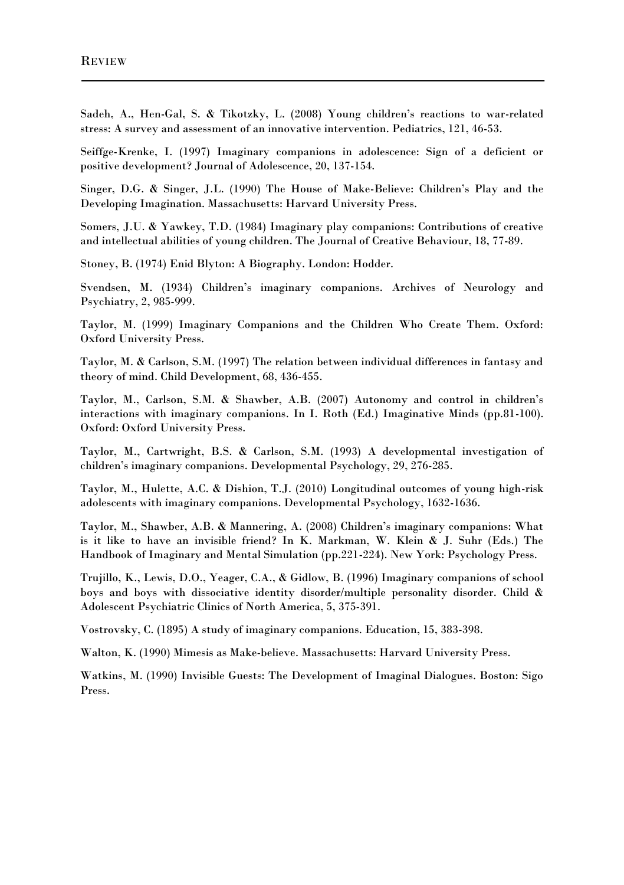Sadeh, A., Hen-Gal, S. & Tikotzky, L. (2008) Young children's reactions to war-related stress: A survey and assessment of an innovative intervention. Pediatrics, 121, 46-53.

Seiffge-Krenke, I. (1997) Imaginary companions in adolescence: Sign of a deficient or positive development? Journal of Adolescence, 20, 137-154.

Singer, D.G. & Singer, J.L. (1990) The House of Make-Believe: Children's Play and the Developing Imagination. Massachusetts: Harvard University Press.

Somers, J.U. & Yawkey, T.D. (1984) Imaginary play companions: Contributions of creative and intellectual abilities of young children. The Journal of Creative Behaviour, 18, 77-89.

Stoney, B. (1974) Enid Blyton: A Biography. London: Hodder.

Svendsen, M. (1934) Children's imaginary companions. Archives of Neurology and Psychiatry, 2, 985-999.

Taylor, M. (1999) Imaginary Companions and the Children Who Create Them. Oxford: Oxford University Press.

Taylor, M. & Carlson, S.M. (1997) The relation between individual differences in fantasy and theory of mind. Child Development, 68, 436-455.

Taylor, M., Carlson, S.M. & Shawber, A.B. (2007) Autonomy and control in children's interactions with imaginary companions. In I. Roth (Ed.) Imaginative Minds (pp.81-100). Oxford: Oxford University Press.

Taylor, M., Cartwright, B.S. & Carlson, S.M. (1993) A developmental investigation of children's imaginary companions. Developmental Psychology, 29, 276-285.

Taylor, M., Hulette, A.C. & Dishion, T.J. (2010) Longitudinal outcomes of young high-risk adolescents with imaginary companions. Developmental Psychology, 1632-1636.

Taylor, M., Shawber, A.B. & Mannering, A. (2008) Children's imaginary companions: What is it like to have an invisible friend? In K. Markman, W. Klein & J. Suhr (Eds.) The Handbook of Imaginary and Mental Simulation (pp.221-224). New York: Psychology Press.

Trujillo, K., Lewis, D.O., Yeager, C.A., & Gidlow, B. (1996) Imaginary companions of school boys and boys with dissociative identity disorder/multiple personality disorder. Child & Adolescent Psychiatric Clinics of North America, 5, 375-391.

Vostrovsky, C. (1895) A study of imaginary companions. Education, 15, 383-398.

Walton, K. (1990) Mimesis as Make-believe. Massachusetts: Harvard University Press.

Watkins, M. (1990) Invisible Guests: The Development of Imaginal Dialogues. Boston: Sigo Press.